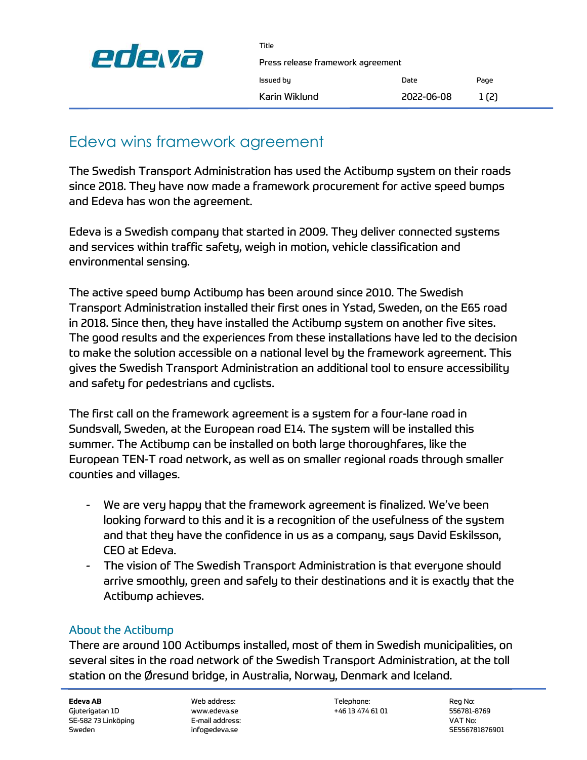Title

Press release framework agreement

| Issued by | Date | Page |
|---|---|---|
| Karin Wiklund | 2022-06-08 | 1 (2) |

# Edeva wins framework agreement

The Swedish Transport Administration has used the Actibump system on their roads since 2018. They have now made a framework procurement for active speed bumps and Edeva has won the agreement.

Edeva is a Swedish company that started in 2009. They deliver connected systems and services within traffic safety, weigh in motion, vehicle classification and environmental sensing.

The active speed bump Actibump has been around since 2010. The Swedish Transport Administration installed their first ones in Ystad, Sweden, on the E65 road in 2018. Since then, they have installed the Actibump system on another five sites. The good results and the experiences from these installations have led to the decision to make the solution accessible on a national level by the framework agreement. This gives the Swedish Transport Administration an additional tool to ensure accessibility and safety for pedestrians and cyclists.

The first call on the framework agreement is a system for a four-lane road in Sundsvall, Sweden, at the European road E14. The system will be installed this summer. The Actibump can be installed on both large thoroughfares, like the European TEN-T road network, as well as on smaller regional roads through smaller counties and villages.

- We are very happy that the framework agreement is finalized. We've been looking forward to this and it is a recognition of the usefulness of the system and that they have the confidence in us as a company, says David Eskilsson, CEO at Edeva.
- The vision of The Swedish Transport Administration is that everyone should arrive smoothly, green and safely to their destinations and it is exactly that the Actibump achieves.

## About the Actibump

There are around 100 Actibumps installed, most of them in Swedish municipalities, on several sites in the road network of the Swedish Transport Administration, at the toll station on the Øresund bridge, in Australia, Norway, Denmark and Iceland.

**Edeva AB**
Gjuterigatan 1D
SE-582 73 Linköping
Sweden

Web address:
www.edeva.se
E-mail address:
info@edeva.se

Telephone:
+46 13 474 61 01

Reg No:
556781-8769
VAT No:
SE556781876901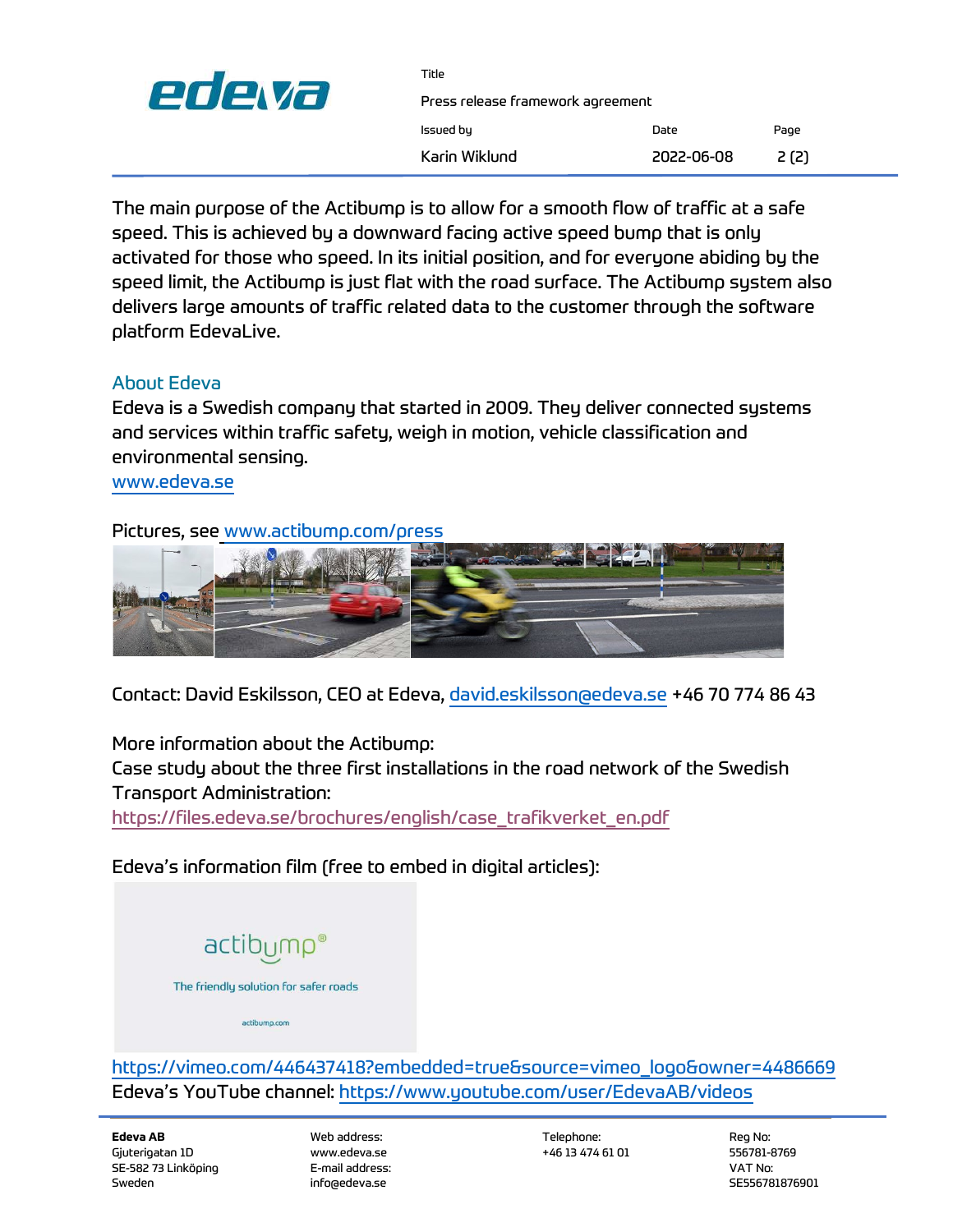The main purpose of the Actibump is to allow for a smooth flow of traffic at a safe speed. This is achieved by a downward facing active speed bump that is only activated for those who speed. In its initial position, and for everyone abiding by the speed limit, the Actibump is just flat with the road surface. The Actibump system also delivers large amounts of traffic related data to the customer through the software platform EdevaLive.

## About Edeva

Edeva is a Swedish company that started in 2009. They deliver connected systems and services within traffic safety, weigh in motion, vehicle classification and environmental sensing.
www.edeva.se

Pictures, see www.actibump.com/press

Contact: David Eskilsson, CEO at Edeva, david.eskilsson@edeva.se +46 70 774 86 43

More information about the Actibump:
Case study about the three first installations in the road network of the Swedish Transport Administration:
https://files.edeva.se/brochures/english/case_trafikverket_en.pdf

Edeva's information film (free to embed in digital articles):

https://vimeo.com/446437418?embedded=true&source=vimeo_logo&owner=4486669
Edeva's YouTube channel: https://www.youtube.com/user/EdevaAB/videos

**Edeva AB**
Gjuterigatan 1D
SE-582 73 Linköping
Sweden

Web address:
www.edeva.se
E-mail address:
info@edeva.se

Telephone:
+46 13 474 61 01

Reg No:
556781-8769
VAT No:
SE556781876901